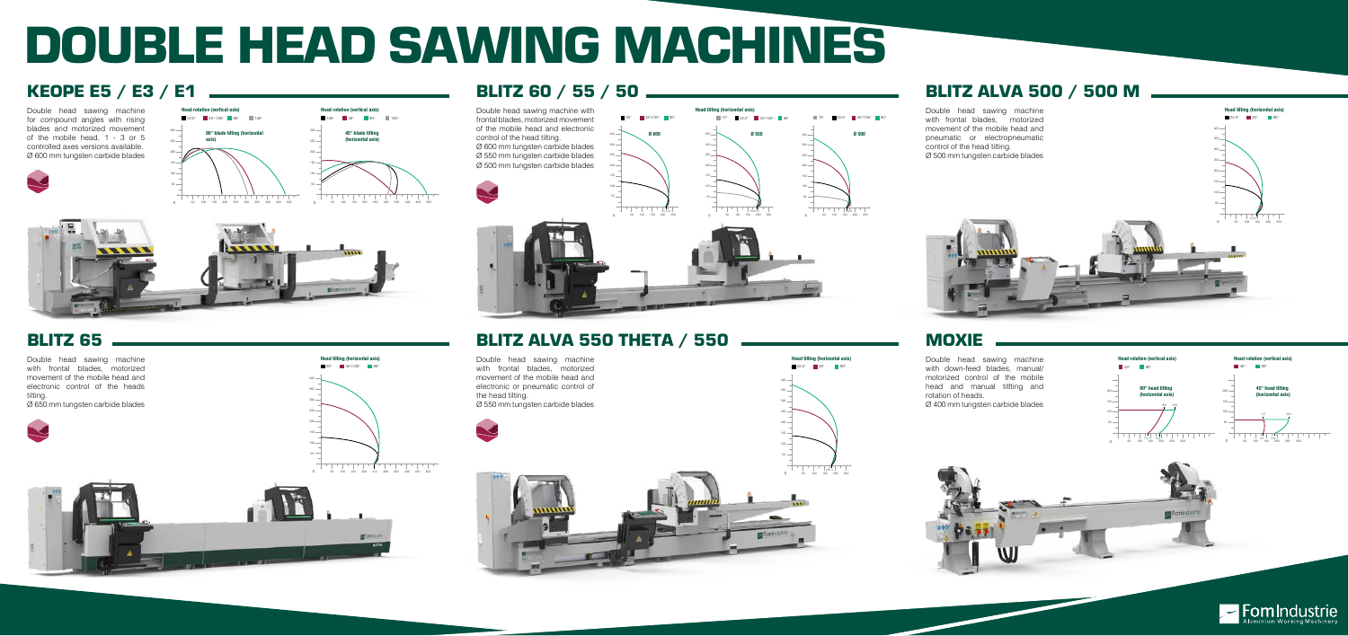# DOUBLE HEAD SAWING MACHINES

## KEOPE E5 / E3 / E1

Double head sawing machine for compound angles with rising blades and motorized movement of the mobile head. 1 - 3 or 5 controlled axes versions available.
Ø 600 mm tungsten carbide blades

## BLITZ 60 / 55 / 50

Double head sawing machine with frontal blades, motorized movement of the mobile head and electronic control of the head tilting.
Ø 600 mm tungsten carbide blades
Ø 550 mm tungsten carbide blades
Ø 500 mm tungsten carbide blades

## BLITZ ALVA 500 / 500 M

Double head sawing machine with frontal blades, motorized movement of the mobile head and pneumatic or electropneumatic control of the head tilting.
Ø 500 mm tungsten carbide blades

## BLITZ 65

Double head sawing machine with frontal blades, motorized movement of the mobile head and electronic control of the heads tilting.
Ø 650 mm tungsten carbide blades

## BLITZ ALVA 550 THETA / 550

Double head sawing machine with frontal blades, motorized movement of the mobile head and electronic or pneumatic control of the head tilting.
Ø 550 mm tungsten carbide blades

## MOXIE

Double head sawing machine with down-feed blades, manual/motorized control of the mobile head and manual tilting and rotation of heads.
Ø 400 mm tungsten carbide blades

FomIndustrie
Aluminium Working Machinery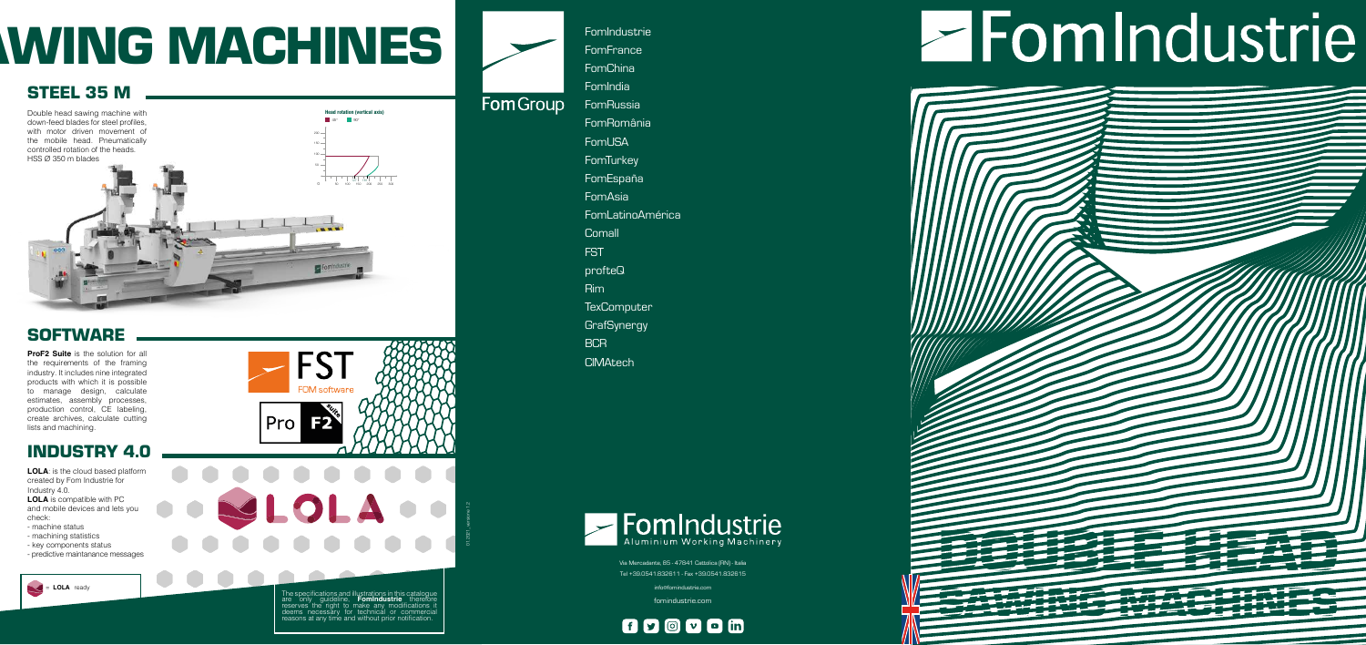# WING MACHINES

## STEEL 35 M

Double head sawing machine with down-feed blades for steel profiles, with motor driven movement of the mobile head. Pneumatically controlled rotation of the heads. HSS Ø 350 m blades

Head rotation (vertical axis)

45° 90°

## SOFTWARE

**ProF2 Suite** is the solution for all the requirements of the framing industry. It includes nine integrated products with which it is possible to manage design, calculate estimates, assembly processes, production control, CE labeling, create archives, calculate cutting lists and machining.

FST FOM software

Pro F2 Suite

## INDUSTRY 4.0

**LOLA**: is the cloud based platform created by Fom Industrie for Industry 4.0.

**LOLA** is compatible with PC and mobile devices and lets you check:

- machine status
- machining statistics
- key components status
- predictive maintanance messages

= **LOLA** ready

LOLA

The specifications and illustrations in this catalogue are only guideline. **FomIndustrie** therefore reserves the right to make any modifications it deems necessary for technical or commercial reasons at any time and without prior notification.

Fom Group

FomIndustrie
FomFrance
FomChina
FomIndia
FomRussia
FomRomânia
FomUSA
FomTurkey
FomEspaña
FomAsia
FomLatinoAmérica
Comall
FST
profteQ
Rim
TexComputer
GrafSynergy
BCR
CIMAtech

FomIndustrie Aluminium Working Machinery

Via Mercadante, 85 - 47841 Cattolica (RN) - Italia
Tel +39.0541.832611 - Fax +39.0541.832615

info@fomindustrie.com

fomindustrie.com

# FomIndustrie

# DOUBLE HEAD SAWING MACHINES